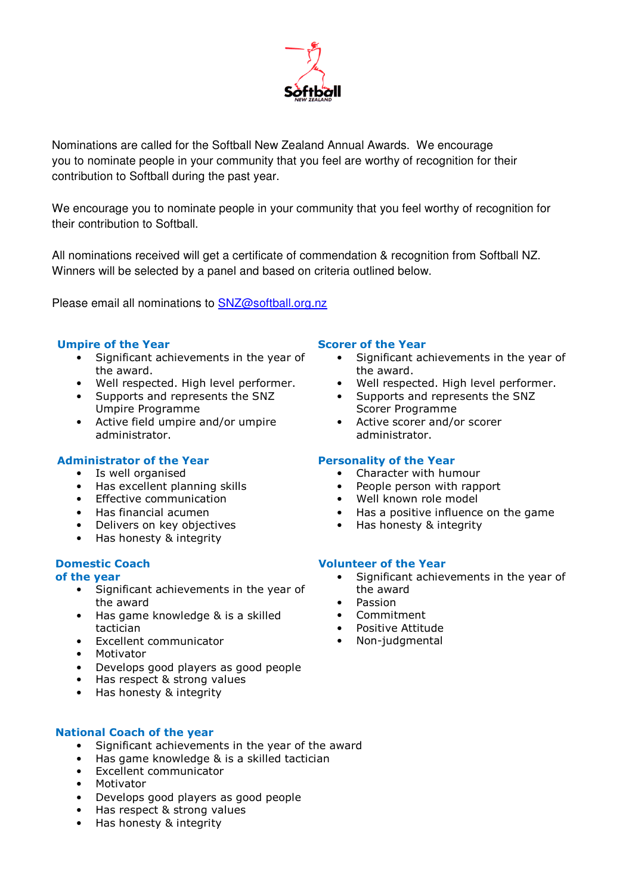Nominations are called for the Softball New Zealand Annual Awards. We encourage you to nominate people in your community that you feel are worthy of recognition for their contribution to Softball during the past year.

We encourage you to nominate people in your community that you feel worthy of recognition for their contribution to Softball.

All nominations received will get a certificate of commendation & recognition from Softball NZ. Winners will be selected by a panel and based on criteria outlined below.

Please email all nominations to SNZ@softball.org.nz

### Umpire of the Year

- Significant achievements in the year of the award.
- Well respected. High level performer.
- Supports and represents the SNZ Umpire Programme
- Active field umpire and/or umpire administrator.

### Administrator of the Year

- Is well organised
- Has excellent planning skills
- Effective communication
- Has financial acumen
- Delivers on key objectives
- Has honesty & integrity

### Domestic Coach of the year

- Significant achievements in the year of the award
- Has game knowledge & is a skilled tactician
- Excellent communicator
- Motivator
- Develops good players as good people
- Has respect & strong values
- Has honesty & integrity

### Scorer of the Year

- Significant achievements in the year of the award.
- Well respected. High level performer.
- Supports and represents the SNZ Scorer Programme
- Active scorer and/or scorer administrator.

### Personality of the Year

- Character with humour
- People person with rapport
- Well known role model
- Has a positive influence on the game
- Has honesty & integrity

### Volunteer of the Year

- Significant achievements in the year of the award
- Passion
- Commitment
- Positive Attitude
- Non-judgmental

### National Coach of the year

- Significant achievements in the year of the award
- Has game knowledge & is a skilled tactician
- Excellent communicator
- Motivator
- Develops good players as good people
- Has respect & strong values
- Has honesty & integrity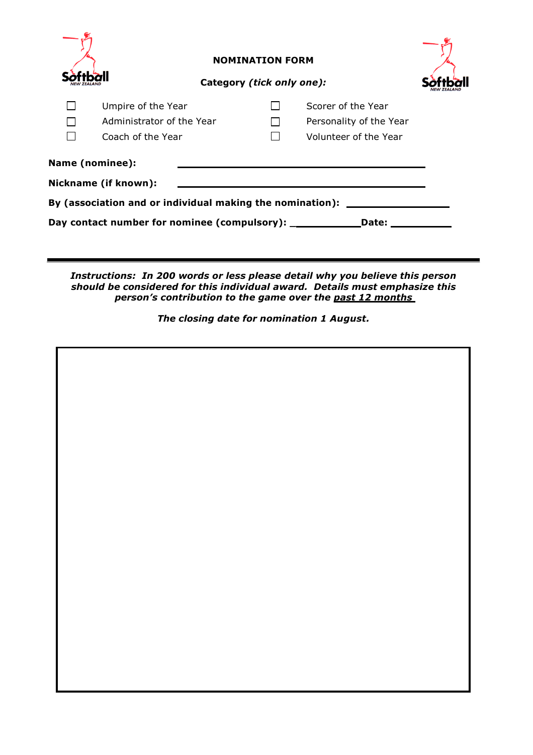**NOMINATION FORM**

**Category *(tick only one)*:**

| | | | |
|---|---|---|---|
| ☐ | Umpire of the Year | ☐ | Scorer of the Year |
| ☐ | Administrator of the Year | ☐ | Personality of the Year |
| ☐ | Coach of the Year | ☐ | Volunteer of the Year |

**Name (nominee):** ______________________________________

**Nickname (if known):** ______________________________________

**By (association and or individual making the nomination):** ________________

**Day contact number for nominee (compulsory):** ___________ **Date:** __________

---

***Instructions: In 200 words or less please detail why you believe this person should be considered for this individual award. Details must emphasize this person's contribution to the game over the past 12 months***

***The closing date for nomination 1 August.***